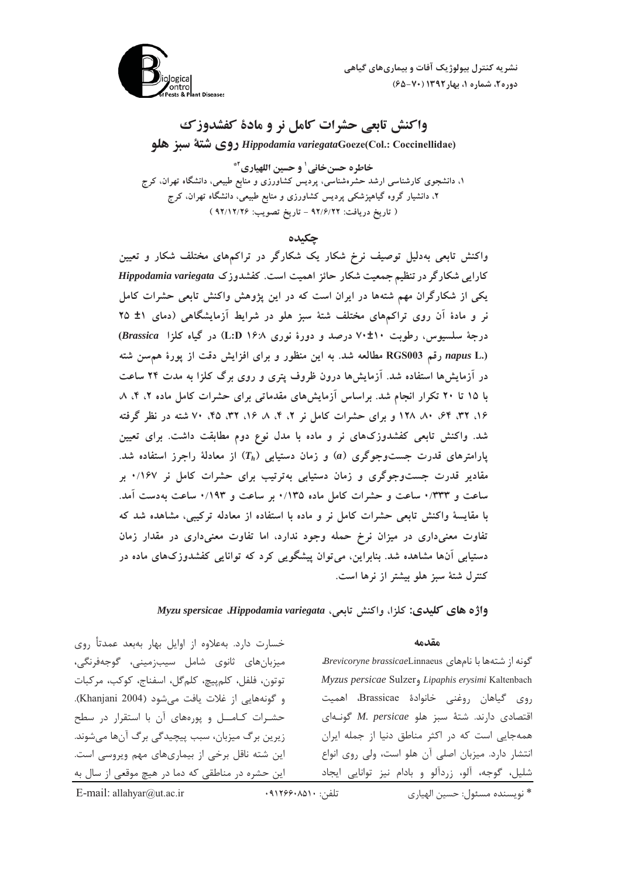# واکنش تابعی حشرات کامل نر و مادهٔ کفشدوزک *Hippodamia variegata*Goeze(Col.: Coccinellidae) روی شتهٔ سبز هلو

**خاطره حسن‌خانی[1] و حسین اللهیاری[2]***

۱، دانشجوی کارشناسی ارشد حشره‌شناسی، پردیس کشاورزی و منابع طبیعی، دانشگاه تهران، کرج

۲، دانشیار گروه گیاهپزشکی پردیس کشاورزی و منابع طبیعی، دانشگاه تهران، کرج

( تاریخ دریافت: ۹۲/۶/۲۲ - تاریخ تصویب: ۹۲/۱۲/۲۶ )

## چکیده

واکنش تابعی به‌دلیل توصیف نرخ شکار یک شکارگر در تراکم‌های مختلف شکار و تعیین کارایی شکارگر در تنظیم جمعیت شکار حائز اهمیت است. کفشدوزک *Hippodamia variegata* یکی از شکارگران مهم شته‌ها در ایران است که در این پژوهش واکنش تابعی حشرات کامل نر و مادهٔ آن روی تراکم‌های مختلف شتهٔ سبز هلو در شرایط آزمایشگاهی (دمای ۱± ۲۵ درجهٔ سلسیوس، رطوبت ۱۰±۷۰ درصد و دورهٔ نوری ۱۶:۸ L:D) در گیاه کلزا (*Brassica napus* L.) رقم RGS003 مطالعه شد. به این منظور و برای افزایش دقت از پورهٔ هم‌سن شته در آزمایش‌ها استفاده شد. آزمایش‌ها درون ظروف پتری و روی برگ کلزا به مدت ۲۴ ساعت با ۱۵ تا ۲۰ تکرار انجام شد. براساس آزمایش‌های مقدماتی برای حشرات کامل ماده ۲، ۴، ۸، ۱۶، ۳۲، ۶۴، ۸۰، ۱۲۸ و برای حشرات کامل نر ۲، ۴، ۸، ۱۶، ۳۲، ۴۵، ۷۰ شته در نظر گرفته شد. واکنش تابعی کفشدوزک‌های نر و ماده با مدل نوع دوم مطابقت داشت. برای تعیین پارامترهای قدرت جست‌وجوگری ($a$) و زمان دستیابی ($T_h$) از معادلهٔ راجرز استفاده شد. مقادیر قدرت جست‌وجوگری و زمان دستیابی به‌ترتیب برای حشرات کامل نر ۰/۱۶۷ بر ساعت و ۰/۳۳۳ ساعت و حشرات کامل ماده ۰/۱۳۵ بر ساعت و ۰/۱۹۳ ساعت به‌دست آمد. با مقایسهٔ واکنش تابعی حشرات کامل نر و ماده با استفاده از معادله ترکیبی، مشاهده شد که تفاوت معنی‌داری در میزان نرخ حمله وجود ندارد، اما تفاوت معنی‌داری در مقدار زمان دستیابی آن‌ها مشاهده شد. بنابراین، می‌توان پیشگویی کرد که توانایی کفشدوزک‌های ماده در کنترل شتهٔ سبز هلو بیشتر از نرها است.

**واژه های کلیدی:** کلزا، واکنش تابعی، *Hippodamia variegata*، *Myzu spersicae*

## مقدمه

گونه از شته‌ها با نام‌های *Brevicoryne brassicae*Linnaeus، *Lipaphis erysimi* Kaltenbach و *Myzus persicae* Sulzer روی گیاهان روغنی خانوادهٔ Brassicae، اهمیت اقتصادی دارند. شتهٔ سبز هلو *M. persicae* گونـه‌ای همه‌جایی است که در اکثر مناطق دنیا از جمله ایران انتشار دارد. میزبان اصلی آن هلو است، ولی روی انواع شلیل، گوجه، آلو، زردآلو و بادام نیز توانایی ایجاد خسارت دارد. به‌علاوه از اوایل بهار به‌بعد عمدتاً روی میزبان‌های ثانوی شامل سیب‌زمینی، گوجه‌فرنگی، توتون، فلفل، کلم‌پیچ، کلم‌گل، اسفناج، کوکب، مرکبات و گونه‌هایی از غلات یافت می‌شود (Khanjani 2004). حشـرات کـامـل و پوره‌های آن با استقرار در سطح زیرین برگ میزبان، سبب پیچیدگی برگ آن‌ها می‌شوند. این شته ناقل برخی از بیماری‌های مهم ویروسی است. این حشره در مناطقی که دما در هیچ موقعی از سال به

\* نویسنده مسئول: حسین الهیاری &nbsp;&nbsp;&nbsp; تلفن: ۰۹۱۲۶۶۰۸۵۱۰ &nbsp;&nbsp;&nbsp; E-mail: allahyar@ut.ac.ir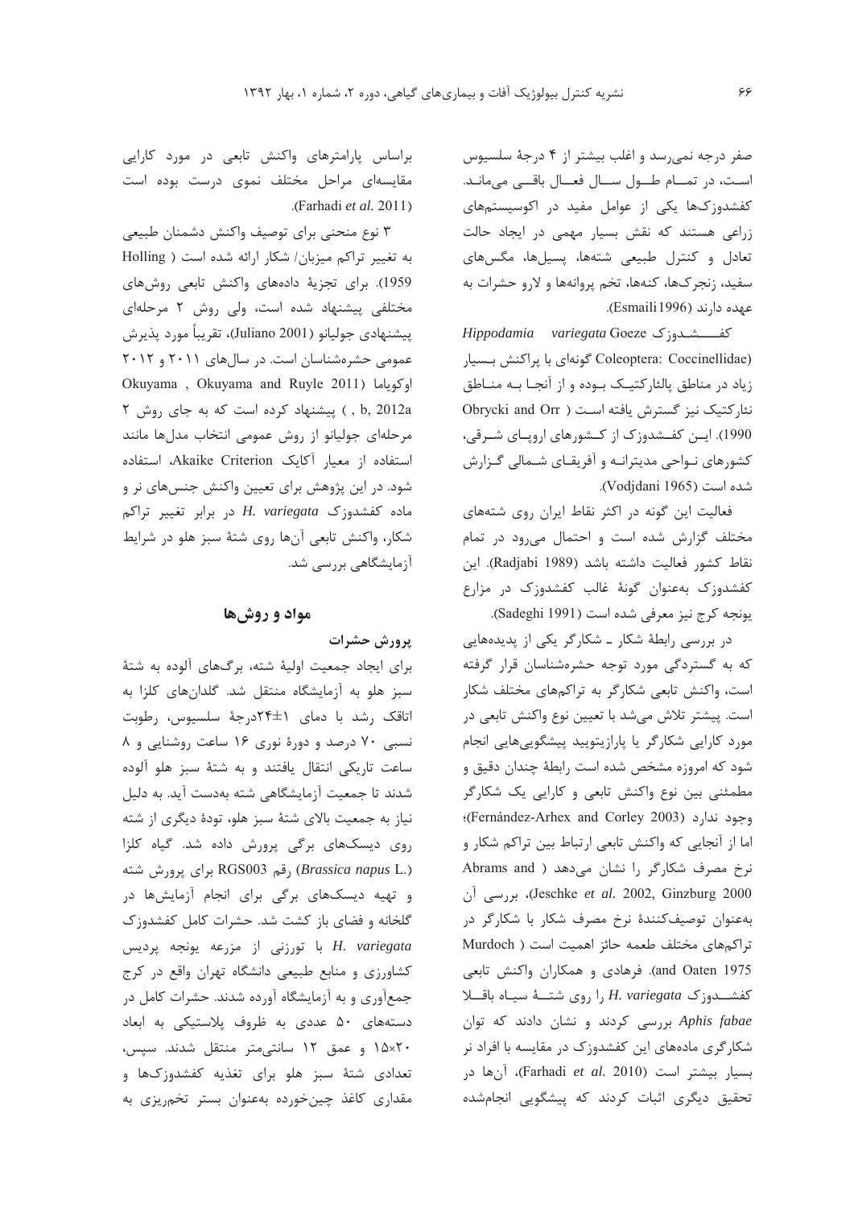صفر درجه نمی‌رسد و اغلب بیشتر از ۴ درجهٔ سلسیوس است، در تمـام طـول سـال فعـال باقـی می‌ماند. کفشدوزک‌ها یکی از عوامل مفید در اکوسیستم‌های زراعی هستند که نقش بسیار مهمی در ایجاد حالت تعادل و کنترل طبیعی شته‌ها، پسیل‌ها، مگس‌های سفید، زنجرک‌ها، کنه‌ها، تخم پروانه‌ها و لارو حشرات به عهده دارند (Esmaili 1996).

کفشـدوزک *Hippodamia variegata* Goeze (Coleoptera: Coccinellidae) گونه‌ای با پراکنش بسیار زیاد در مناطق پالئارکتیک بـوده و از آنجـا بـه منـاطق نئارکتیک نیز گسترش یافته اسـت (Obrycki and Orr 1990). ایـن کفـشدوزک از کـشورهای اروپـای شـرقی، کشورهای نـواحی مدیترانـه و آفریقـای شـمالی گـزارش شده است (Vodjdani 1965).

فعالیت این گونه در اکثر نقاط ایران روی شته‌های مختلف گزارش شده است و احتمال می‌رود در تمام نقاط کشور فعالیت داشته باشد (Radjabi 1989). این کفشدوزک به‌عنوان گونهٔ غالب کفشدوزک در مزارع یونجه کرج نیز معرفی شده است (Sadeghi 1991).

در بررسی رابطهٔ شکار ـ شکارگر یکی از پدیده‌هایی که به گستردگی مورد توجه حشره‌شناسان قرار گرفته است، واکنش تابعی شکارگر به تراکم‌های مختلف شکار است. پیشتر تلاش می‌شد با تعیین نوع واکنش تابعی در مورد کارایی شکارگر یا پارازیتویید پیشگویی‌هایی انجام شود که امروزه مشخص شده است رابطهٔ چندان دقیق و مطمئنی بین نوع واکنش تابعی و کارایی یک شکارگر وجود ندارد (Fernández-Arhex and Corley 2003)؛ اما از آنجایی که واکنش تابعی ارتباط بین تراکم شکار و نرخ مصرف شکارگر را نشان می‌دهد (Abrams and Ginzburg 2000, Jeschke *et al.* 2002)، بررسی آن به‌عنوان توصیف‌کنندهٔ نرخ مصرف شکار با شکارگر در تراکم‌های مختلف طعمه حائز اهمیت است (Murdoch and Oaten 1975). فرهادی و همکاران واکنش تابعی کفشـدوزک *H. variegata* را روی شتـهٔ سیـاه باقـلا *Aphis fabae* بررسی کردند و نشان دادند که توان شکارگری ماده‌های این کفشدوزک در مقایسه با افراد نر بسیار بیشتر است (Farhadi *et al.* 2010)، آن‌ها در تحقیق دیگری اثبات کردند که پیشگویی انجام‌شده براساس پارامترهای واکنش تابعی در مورد کارایی مقایسه‌ای مراحل مختلف نموی درست بوده است (Farhadi *et al.* 2011).

۳ نوع منحنی برای توصیف واکنش دشمنان طبیعی به تغییر تراکم میزبان/ شکار ارائه شده است (Holling 1959). برای تجزیهٔ داده‌های واکنش تابعی روش‌های مختلفی پیشنهاد شده است، ولی روش ۲ مرحله‌ای پیشنهادی جولیانو (Juliano 2001)، تقریباً مورد پذیرش عمومی حشره‌شناسان است. در سال‌های ۲۰۱۱ و ۲۰۱۲ اوکویاما (Okuyama and Ruyle 2011, Okuyama 2012a, b) پیشنهاد کرده است که به جای روش ۲ مرحله‌ای جولیانو از روش عمومی انتخاب مدل‌ها مانند استفاده از معیار آکایک Akaike Criterion، استفاده شود. در این پژوهش برای تعیین واکنش جنس‌های نر و ماده کفشدوزک *H. variegata* در برابر تغییر تراکم شکار، واکنش تابعی آن‌ها روی شتهٔ سبز هلو در شرایط آزمایشگاهی بررسی شد.

## مواد و روش‌ها

### پرورش حشرات

برای ایجاد جمعیت اولیهٔ شته، برگ‌های آلوده به شتهٔ سبز هلو به آزمایشگاه منتقل شد. گلدان‌های کلزا به اتاقک رشد با دمای ۱±۲۴درجهٔ سلسیوس، رطوبت نسبی ۷۰ درصد و دورهٔ نوری ۱۶ ساعت روشنایی و ۸ ساعت تاریکی انتقال یافتند و به شتهٔ سبز هلو آلوده شدند تا جمعیت آزمایشگاهی شته به‌دست آید. به دلیل نیاز به جمعیت بالای شتهٔ سبز هلو، تودهٔ دیگری از شته روی دیسک‌های برگی پرورش داده شد. گیاه کلزا (*Brassica napus* L.) رقم RGS003 برای پرورش شته و تهیه دیسک‌های برگی برای انجام آزمایش‌ها در گلخانه و فضای باز کشت شد. حشرات کامل کفشدوزک *H. variegata* با تورزنی از مزرعه یونجه پردیس کشاورزی و منابع طبیعی دانشگاه تهران واقع در کرج جمع‌آوری و به آزمایشگاه آورده شدند. حشرات کامل در دسته‌های ۵۰ عددی به ظروف پلاستیکی به ابعاد ۱۵×۲۰ و عمق ۱۲ سانتی‌متر منتقل شدند. سپس، تعدادی شتهٔ سبز هلو برای تغذیه کفشدوزک‌ها و مقداری کاغذ چین‌خورده به‌عنوان بستر تخم‌ریزی به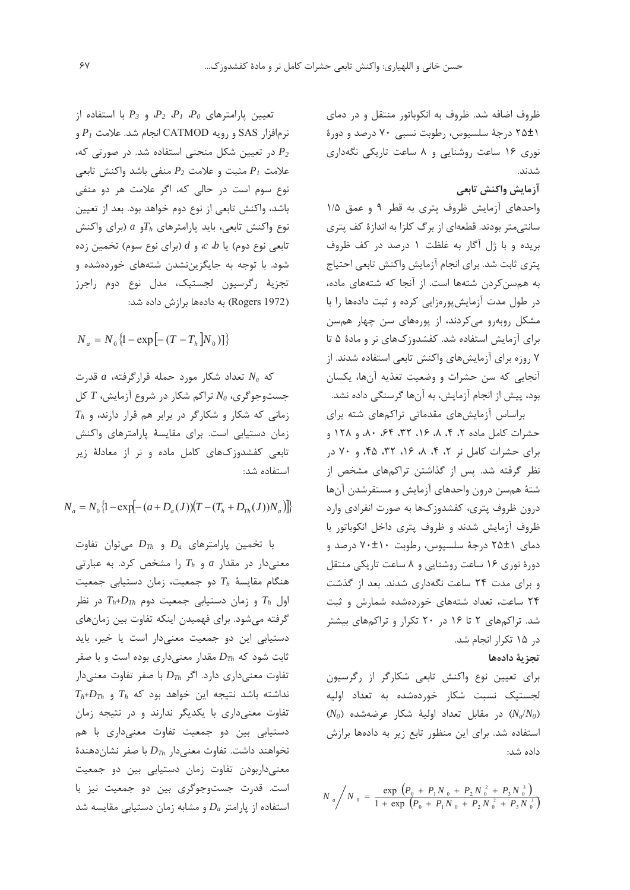ظروف اضافه شد. ظروف به انکوباتور منتقل و در دمای ۱±۲۵ درجهٔ سلسیوس، رطوبت نسبی ۷۰ درصد و دورهٔ نوری ۱۶ ساعت روشنایی و ۸ ساعت تاریکی نگهداری شدند.

**آزمایش واکنش تابعی**

واحدهای آزمایش ظروف پتری به قطر ۹ و عمق ۱/۵ سانتی‌متر بودند. قطعه‌ای از برگ کلزا به اندازهٔ کف پتری بریده و با ژل آگار به غلظت ۱ درصد در کف ظروف پتری ثابت شد. برای انجام آزمایش واکنش تابعی احتیاج به هم‌سن‌کردن شته‌ها است. از آنجا که شته‌های ماده، در طول مدت آزمایش‌پوره‌زایی کرده و ثبت داده‌ها را با مشکل روبه‌رو می‌کردند، از پوره‌های سن چهار هم‌سن برای آزمایش استفاده شد. کفشدوزک‌های نر و مادهٔ ۵ تا ۷ روزه برای آزمایش‌های واکنش تابعی استفاده شدند. از آنجایی که سن حشرات و وضعیت تغذیه آن‌ها، یکسان بود، پیش از انجام آزمایش، به آن‌ها گرسنگی داده نشد.

براساس آزمایش‌های مقدماتی تراکم‌های شته برای حشرات کامل ماده ۲، ۴، ۸، ۱۶، ۳۲، ۶۴، ۸۰، و ۱۲۸ و برای حشرات کامل نر ۲، ۴، ۸، ۱۶، ۳۲، ۴۵، و ۷۰ در نظر گرفته شد. پس از گذاشتن تراکم‌های مشخص از شتهٔ هم‌سن درون واحدهای آزمایش و مستقرشدن آن‌ها درون ظروف پتری، کفشدوزک‌ها به صورت انفرادی وارد ظروف آزمایش شدند و ظروف پتری داخل انکوباتور با دمای ۱±۲۵ درجهٔ سلسیوس، رطوبت ۱۰±۷۰ درصد و دورهٔ نوری ۱۶ ساعت روشنایی و ۸ ساعت تاریکی منتقل و برای مدت ۲۴ ساعت نگهداری شدند. بعد از گذشت ۲۴ ساعت، تعداد شته‌های خورده‌شده شمارش و ثبت شد. تراکم‌های ۲ تا ۱۶ در ۲۰ تکرار و تراکم‌های بیشتر در ۱۵ تکرار انجام شد.

**تجزیهٔ داده‌ها**

برای تعیین نوع واکنش تابعی شکارگر از رگرسیون لجستیک نسبت شکار خورده‌شده به تعداد اولیه ($N_a/N_0$) در مقابل تعداد اولیهٔ شکار عرضه‌شده ($N_0$) استفاده شد. برای این منظور تابع زیر به داده‌ها برازش داده شد:

$$N_a / N_0 = \frac{\exp\left(P_0 + P_1 N_0 + P_2 N_0^2 + P_3 N_0^3\right)}{1 + \exp\left(P_0 + P_1 N_0 + P_2 N_0^2 + P_3 N_0^3\right)}$$

تعیین پارامترهای $P_0$، $P_1$، $P_2$ و $P_3$ با استفاده از نرم‌افزار SAS و رویه CATMOD انجام شد. علامت $P_1$ و $P_2$ در تعیین شکل منحنی استفاده شد. در صورتی که، علامت $P_1$ مثبت و علامت $P_2$ منفی باشد واکنش تابعی نوع سوم است در حالی که، اگر علامت هر دو منفی باشد، واکنش تابعی از نوع دوم خواهد بود. بعد از تعیین نوع واکنش تابعی، باید پارامترهای $T_h$و $a$ (برای واکنش تابعی نوع دوم) یا $c$، $b$، و $d$ (برای نوع سوم) تخمین زده شود. با توجه به جایگزین‌نشدن شته‌های خورده‌شده و تجزیهٔ رگرسیون لجستیک، مدل نوع دوم راجرز (Rogers 1972) به داده‌ها برازش داده شد:

$$N_a = N_0\{1 - \exp[-(T - T_h]N_0)]\}$$

که $N_a$ تعداد شکار مورد حمله قرارگرفته، $a$ قدرت جست‌وجوگری، $N_0$ تراکم شکار در شروع آزمایش، $T$ کل زمانی که شکار و شکارگر در برابر هم قرار دارند، و $T_h$ زمان دستیابی است. برای مقایسهٔ پارامترهای واکنش تابعی کفشدوزک‌های کامل ماده و نر از معادلهٔ زیر استفاده شد:

$$N_a = N_0\{1 - \exp[-(a + D_a(J))(T - (T_h + D_{Th}(J))N_a)]\}$$

با تخمین پارامترهای $D_a$ و $D_{Th}$ می‌توان تفاوت معنی‌دار در مقدار $a$ و $T_h$ را مشخص کرد. به عبارتی هنگام مقایسهٔ $T_h$ دو جمعیت، زمان دستیابی جمعیت اول $T_h$ و زمان دستیابی جمعیت دوم $T_h$+$D_{Th}$ در نظر گرفته می‌شود. برای فهمیدن اینکه تفاوت بین زمان‌های دستیابی این دو جمعیت معنی‌دار است یا خیر، باید ثابت شود که $D_{Th}$ مقدار معنی‌داری بوده است و با صفر تفاوت معنی‌داری دارد. اگر $D_{Th}$ با صفر تفاوت معنی‌دار نداشته باشد نتیجه این خواهد بود که $T_h$ و $T_h$+$D_{Th}$ تفاوت معنی‌داری با یکدیگر ندارند و در نتیجه زمان دستیابی بین دو جمعیت تفاوت معنی‌داری با هم نخواهند داشت. تفاوت معنی‌دار $D_{Th}$ با صفر نشان‌دهندهٔ معنی‌داربودن تفاوت زمان دستیابی بین دو جمعیت است. قدرت جست‌وجوگری بین دو جمعیت نیز با استفاده از پارامتر $D_a$ و مشابه زمان دستیابی مقایسه شد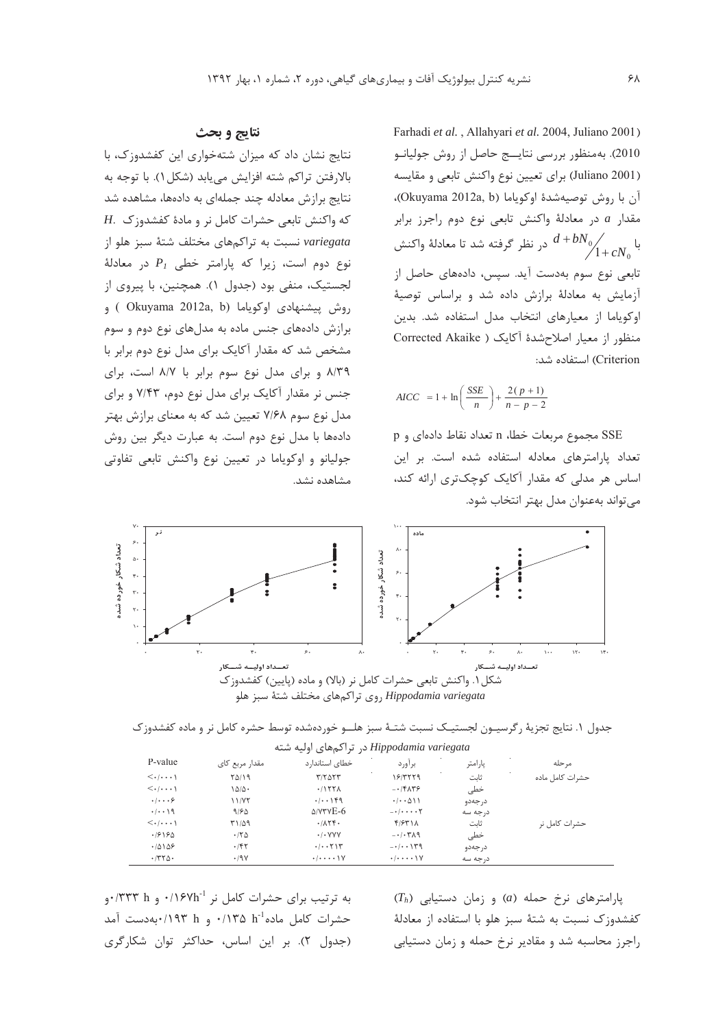Farhadi *et al.* , Allahyari *et al.* 2004, Juliano 2001) 2010). به‌منظور بررسی نتایـــج حاصل از روش جولیانـو (Juliano 2001) برای تعیین نوع واکنش تابعی و مقایسه آن با روش توصیه‌شدۀ اوکویاما (Okuyama 2012a, b)، مقدار *a* در معادلۀ واکنش تابعی نوع دوم راجرز برابر با $d + bN_0 / 1 + cN_0$ در نظر گرفته شد تا معادلۀ واکنش تابعی نوع سوم به‌دست آید. سپس، داده‌های حاصل از آزمایش به معادلۀ برازش داده شد و براساس توصیۀ اوکویاما از معیارهای انتخاب مدل استفاده شد. بدین منظور از معیار اصلاح‌شدۀ آکایک ( Corrected Akaike Criterion) استفاده شد:

$$AICC = 1 + \ln\left(\frac{SSE}{n}\right) + \frac{2(p+1)}{n-p-2}$$

SSE مجموع مربعات خطا، n تعداد نقاط داده‌ای و p تعداد پارامترهای معادله استفاده شده است. بر این اساس هر مدلی که مقدار آکایک کوچک‌تری ارائه کند، می‌تواند به‌عنوان مدل بهتر انتخاب شود.

## نتایج و بحث

نتایج نشان داد که میزان شته‌خواری این کفشدوزک، با بالارفتن تراکم شته افزایش می‌یابد (شکل۱). با توجه به نتایج برازش معادله چند جمله‌ای به داده‌ها، مشاهده شد که واکنش تابعی حشرات کامل نر و مادۀ کفشدوزک *H. variegata* نسبت به تراکم‌های مختلف شتۀ سبز هلو از نوع دوم است، زیرا که پارامتر خطی $P_1$ در معادلۀ لجستیک، منفی بود (جدول ۱). همچنین، با پیروی از روش پیشنهادی اوکویاما (Okuyama 2012a, b ) و برازش داده‌های جنس ماده به مدل‌های نوع دوم و سوم مشخص شد که مقدار آکایک برای مدل نوع دوم برابر با ۸/۳۹ و برای مدل نوع سوم برابر با ۸/۷ است، برای جنس نر مقدار آکایک برای مدل نوع دوم، ۷/۴۳ و برای مدل نوع سوم ۷/۶۸ تعیین شد که به معنای برازش بهتر داده‌ها با مدل نوع دوم است. به عبارت دیگر بین روش جولیانو و اوکویاما در تعیین نوع واکنش تابعی تفاوتی مشاهده نشد.

شکل۱. واکنش تابعی حشرات کامل نر (بالا) و ماده (پایین) کفشدوزک *Hippodamia variegata* روی تراکم‌های مختلف شتۀ سبز هلو

جدول ۱. نتایج تجزیۀ رگرسیـون لجستیـک نسبت شتـۀ سبز هلـو خورده‌شده توسط حشره کامل نر و ماده کفشدوزک *Hippodamia variegata* در تراکم‌های اولیه شته

| مرحله | پارامتر | برآورد | خطای استاندارد | مقدار مربع کای | P-value |
|---|---|---|---|---|---|
| حشرات کامل ماده | ثابت | ۱۶/۳۲۲۹ | ۳/۲۵۲۳ | ۲۵/۱۹ | <۰/۰۰۰۱ |
| | خطی | -۰/۴۸۳۶ | ۰/۱۲۲۸ | ۱۵/۵۰ | <۰/۰۰۰۱ |
| | درجه‌دو | ۰/۰۰۵۱۱ | ۰/۰۰۱۴۹ | ۱۱/۷۲ | ۰/۰۰۰۶ |
| | درجه سه | -۰/۰۰۰۰۲ | 5/737E-6 | ۹/۶۵ | ۰/۰۰۱۹ |
| حشرات کامل نر | ثابت | ۴/۶۳۱۸ | ۰/۸۲۴۰ | ۳۱/۵۹ | <۰/۰۰۰۱ |
| | خطی | -۰/۰۳۸۹ | ۰/۰۷۷۷ | ۰/۲۵ | ۰/۶۱۶۵ |
| | درجه‌دو | -۰/۰۰۱۳۹ | ۰/۰۰۲۱۳ | ۰/۴۲ | ۰/۵۱۵۶ |
| | درجه سه | ۰/۰۰۰۰۱۷ | ۰/۰۰۰۰۱۷ | ۰/۹۷ | ۰/۳۲۵۰ |

پارامترهای نرخ حمله (*a*) و زمان دستیابی ($T_h$) کفشدوزک نسبت به شتۀ سبز هلو با استفاده از معادلۀ راجرز محاسبه شد و مقادیر نرخ حمله و زمان دستیابی به ترتیب برای حشرات کامل نر $۰/۱۶۷h^{-1}$ و ۰/۳۳۳ h و حشرات کامل ماده $۰/۱۳۵ h^{-1}$ و ۰/۱۹۳ h به‌دست آمد (جدول ۲). بر این اساس، حداکثر توان شکارگری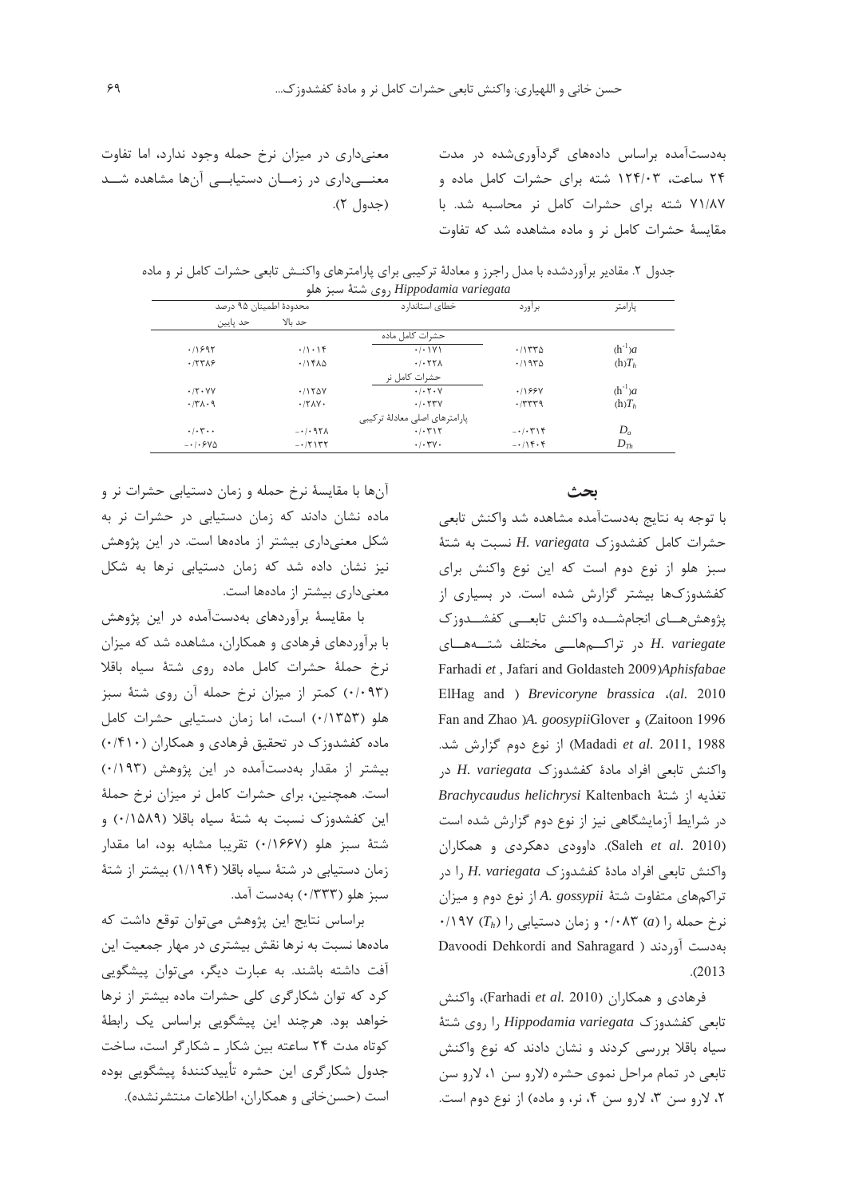به‌دست‌آمده براساس داده‌های گردآوری‌شده در مدت ۲۴ ساعت، ۱۲۴/۰۳ شته برای حشرات کامل ماده و ۷۱/۸۷ شته برای حشرات کامل نر محاسبه شد. با مقایسهٔ حشرات کامل نر و ماده مشاهده شد که تفاوت معنی‌داری در میزان نرخ حمله وجود ندارد، اما تفاوت معنی‌داری در زمان دستیابی آن‌ها مشاهده شد (جدول ۲).

جدول ۲. مقادیر برآوردشده با مدل راجرز و معادلهٔ ترکیبی برای پارامترهای واکنش تابعی حشرات کامل نر و ماده *Hippodamia variegata* روی شتهٔ سبز هلو

| پارامتر | برآورد | خطای استاندارد | محدودهٔ اطمینان ۹۵ درصد (حد بالا) | محدودهٔ اطمینان ۹۵ درصد (حد پایین) |
|---|---|---|---|---|
| | | حشرات کامل ماده | | |
| $a$ $(h^{-1})$ | ۰/۱۳۳۵ | ۰/۰۱۷۱ | ۰/۱۰۱۴ | ۰/۱۶۹۳ |
| $T_h$ (h) | ۰/۱۹۳۵ | ۰/۰۲۲۸ | ۰/۱۴۸۵ | ۰/۲۳۸۶ |
| | | حشرات کامل نر | | |
| $a$ $(h^{-1})$ | ۰/۱۶۶۷ | ۰/۰۲۰۷ | ۰/۱۲۵۷ | ۰/۲۰۷۷ |
| $T_h$ (h) | ۰/۳۳۳۹ | ۰/۰۲۳۷ | ۰/۲۸۷۰ | ۰/۳۸۰۹ |
| | | پارامترهای اصلی معادلهٔ ترکیبی | | |
| $D_a$ | ۰/۰۳۱۴- | ۰/۰۳۱۲ | ۰/۰۹۲۸- | ۰/۰۳۰۰ |
| $D_{Th}$ | ۰/۱۴۰۴- | ۰/۰۳۷۰ | ۰/۲۱۳۲- | ۰/۰۶۷۵- |

## بحث

با توجه به نتایج به‌دست‌آمده مشاهده شد واکنش تابعی حشرات کامل کفشدوزک *H. variegata* نسبت به شتهٔ سبز هلو از نوع دوم است که این نوع واکنش برای کفشدوزک‌ها بیشتر گزارش شده است. در بسیاری از پژوهش‌های انجام‌شده واکنش تابعی کفشدوزک *H. variegate* در تراکم‌های مختلف شته‌های *Aphisfabae* (Farhadi *et al.*, Jafari and Goldasteh 2009)، *Brevicoryne brassica* (ElHag and Zaitoon 1996) و *A. goosypii* Glover (Fan and Zhao 1988, Madadi *et al.* 2011) از نوع دوم گزارش شد. واکنش تابعی افراد مادهٔ کفشدوزک *H. variegata* در تغذیه از شتهٔ *Brachycaudus helichrysi* Kaltenbach در شرایط آزمایشگاهی نیز از نوع دوم گزارش شده است (Saleh *et al.* 2010). داوودی دهکردی و همکاران واکنش تابعی افراد مادهٔ کفشدوزک *H. variegata* را در تراکم‌های متفاوت شتهٔ *A. gossypii* از نوع دوم و میزان نرخ حمله را ($a$) ۰/۰۸۳ و زمان دستیابی را ($T_h$) ۰/۱۹۷ به‌دست آوردند (Davoodi Dehkordi and Sahragard 2013).

فرهادی و همکاران (Farhadi *et al.* 2010)، واکنش تابعی کفشدوزک *Hippodamia variegata* را روی شتهٔ سیاه باقلا بررسی کردند و نشان دادند که نوع واکنش تابعی در تمام مراحل نموی حشره (لارو سن ۱، لارو سن ۲، لارو سن ۳، لارو سن ۴، نر، و ماده) از نوع دوم است. آن‌ها با مقایسهٔ نرخ حمله و زمان دستیابی حشرات نر و ماده نشان دادند که زمان دستیابی در حشرات نر به شکل معنی‌داری بیشتر از ماده‌ها است. در این پژوهش نیز نشان داده شد که زمان دستیابی نرها به شکل معنی‌داری بیشتر از ماده‌ها است.

با مقایسهٔ برآوردهای به‌دست‌آمده در این پژوهش با برآوردهای فرهادی و همکاران، مشاهده شد که میزان نرخ حملهٔ حشرات کامل ماده روی شتهٔ سیاه باقلا (۰/۰۹۳) کمتر از میزان نرخ حمله آن روی شتهٔ سبز هلو (۰/۱۳۵۳) است، اما زمان دستیابی حشرات کامل مادهٔ کفشدوزک در تحقیق فرهادی و همکاران (۰/۴۱۰) بیشتر از مقدار به‌دست‌آمده در این پژوهش (۰/۱۹۳) است. همچنین، برای حشرات کامل نر میزان نرخ حملهٔ این کفشدوزک نسبت به شتهٔ سیاه باقلا (۰/۱۵۸۹) و شتهٔ سبز هلو (۰/۱۶۶۷) تقریبا مشابه بود، اما مقدار زمان دستیابی در شتهٔ سیاه باقلا (۱/۱۹۴) بیشتر از شتهٔ سبز هلو (۰/۳۳۳) به‌دست آمد.

براساس نتایج این پژوهش می‌توان توقع داشت که ماده‌ها نسبت به نرها نقش بیشتری در مهار جمعیت این آفت داشته باشند. به عبارت دیگر، می‌توان پیشگویی کرد که توان شکارگری کلی حشرات ماده بیشتر از نرها خواهد بود. هرچند این پیشگویی براساس یک رابطهٔ کوتاه مدت ۲۴ ساعته بین شکار ـ شکارگر است، ساخت جدول شکارگری این حشره تأییدکنندهٔ پیشگویی بوده است (حسن‌خانی و همکاران، اطلاعات منتشرنشده).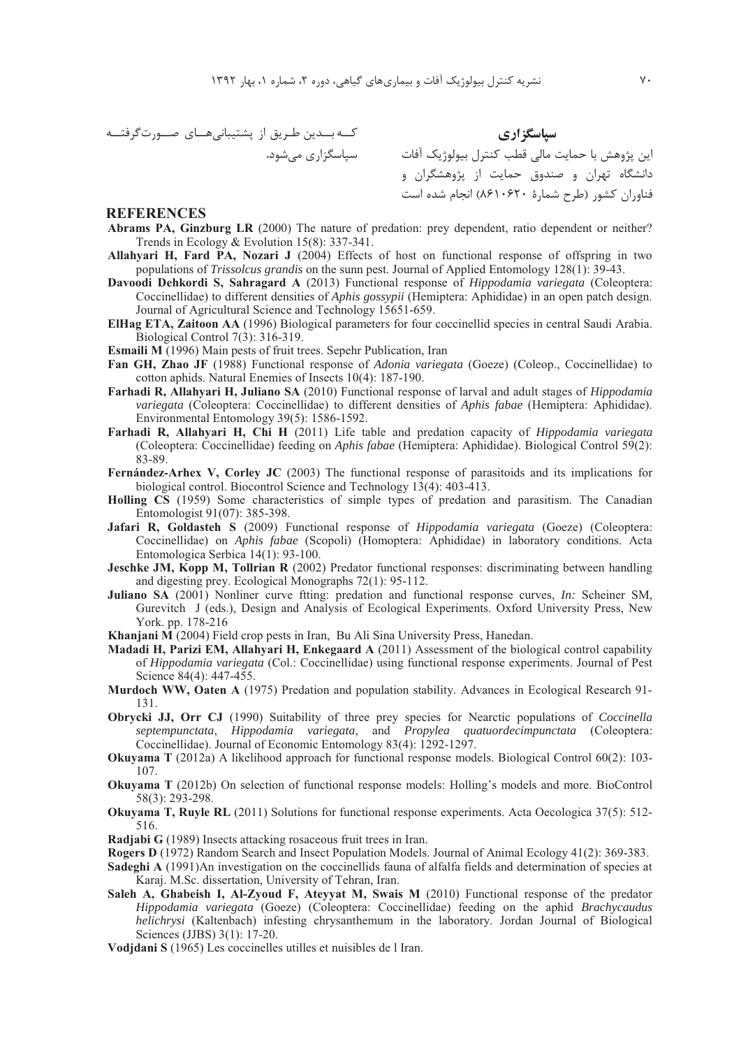## سپاسگزاری

این پژوهش با حمایت مالی قطب کنترل بیولوژیک آفات دانشگاه تهران و صندوق حمایت از پژوهشگران و فناوران کشور (طرح شمارهٔ ۸۶۱۰۶۲۰) انجام شده است که بدین طریق از پشتیبانی‌های صورت‌گرفته سپاسگزاری می‌شود.

## REFERENCES

**Abrams PA, Ginzburg LR** (2000) The nature of predation: prey dependent, ratio dependent or neither? Trends in Ecology & Evolution 15(8): 337-341.

**Allahyari H, Fard PA, Nozari J** (2004) Effects of host on functional response of offspring in two populations of *Trissolcus grandis* on the sunn pest. Journal of Applied Entomology 128(1): 39-43.

**Davoodi Dehkordi S, Sahragard A** (2013) Functional response of *Hippodamia variegata* (Coleoptera: Coccinellidae) to different densities of *Aphis gossypii* (Hemiptera: Aphididae) in an open patch design. Journal of Agricultural Science and Technology 15651-659.

**ElHag ETA, Zaitoon AA** (1996) Biological parameters for four coccinellid species in central Saudi Arabia. Biological Control 7(3): 316-319.

**Esmaili M** (1996) Main pests of fruit trees. Sepehr Publication, Iran

**Fan GH, Zhao JF** (1988) Functional response of *Adonia variegata* (Goeze) (Coleop., Coccinellidae) to cotton aphids. Natural Enemies of Insects 10(4): 187-190.

**Farhadi R, Allahyari H, Juliano SA** (2010) Functional response of larval and adult stages of *Hippodamia variegata* (Coleoptera: Coccinellidae) to different densities of *Aphis fabae* (Hemiptera: Aphididae). Environmental Entomology 39(5): 1586-1592.

**Farhadi R, Allahyari H, Chi H** (2011) Life table and predation capacity of *Hippodamia variegata* (Coleoptera: Coccinellidae) feeding on *Aphis fabae* (Hemiptera: Aphididae). Biological Control 59(2): 83-89.

**Fernández-Arhex V, Corley JC** (2003) The functional response of parasitoids and its implications for biological control. Biocontrol Science and Technology 13(4): 403-413.

**Holling CS** (1959) Some characteristics of simple types of predation and parasitism. The Canadian Entomologist 91(07): 385-398.

**Jafari R, Goldasteh S** (2009) Functional response of *Hippodamia variegata* (Goeze) (Coleoptera: Coccinellidae) on *Aphis fabae* (Scopoli) (Homoptera: Aphididae) in laboratory conditions. Acta Entomologica Serbica 14(1): 93-100.

**Jeschke JM, Kopp M, Tollrian R** (2002) Predator functional responses: discriminating between handling and digesting prey. Ecological Monographs 72(1): 95-112.

**Juliano SA** (2001) Nonliner curve ftting: predation and functional response curves, *In:* Scheiner SM, Gurevitch J (eds.), Design and Analysis of Ecological Experiments. Oxford University Press, New York. pp. 178-216

**Khanjani M** (2004) Field crop pests in Iran, Bu Ali Sina University Press, Hanedan.

**Madadi H, Parizi EM, Allahyari H, Enkegaard A** (2011) Assessment of the biological control capability of *Hippodamia variegata* (Col.: Coccinellidae) using functional response experiments. Journal of Pest Science 84(4): 447-455.

**Murdoch WW, Oaten A** (1975) Predation and population stability. Advances in Ecological Research 91-131.

**Obrycki JJ, Orr CJ** (1990) Suitability of three prey species for Nearctic populations of *Coccinella septempunctata*, *Hippodamia variegata*, and *Propylea quatuordecimpunctata* (Coleoptera: Coccinellidae). Journal of Economic Entomology 83(4): 1292-1297.

**Okuyama T** (2012a) A likelihood approach for functional response models. Biological Control 60(2): 103-107.

**Okuyama T** (2012b) On selection of functional response models: Holling's models and more. BioControl 58(3): 293-298.

**Okuyama T, Ruyle RL** (2011) Solutions for functional response experiments. Acta Oecologica 37(5): 512-516.

**Radjabi G** (1989) Insects attacking rosaceous fruit trees in Iran.

**Rogers D** (1972) Random Search and Insect Population Models. Journal of Animal Ecology 41(2): 369-383.

**Sadeghi A** (1991)An investigation on the coccinellids fauna of alfalfa fields and determination of species at Karaj. M.Sc. dissertation, University of Tehran, Iran.

**Saleh A, Ghabeish I, Al-Zyoud F, Ateyyat M, Swais M** (2010) Functional response of the predator *Hippodamia variegata* (Goeze) (Coleoptera: Coccinellidae) feeding on the aphid *Brachycaudus helichrysi* (Kaltenbach) infesting chrysanthemum in the laboratory. Jordan Journal of Biological Sciences (JJBS) 3(1): 17-20.

**Vodjdani S** (1965) Les coccinelles utilles et nuisibles de l Iran.